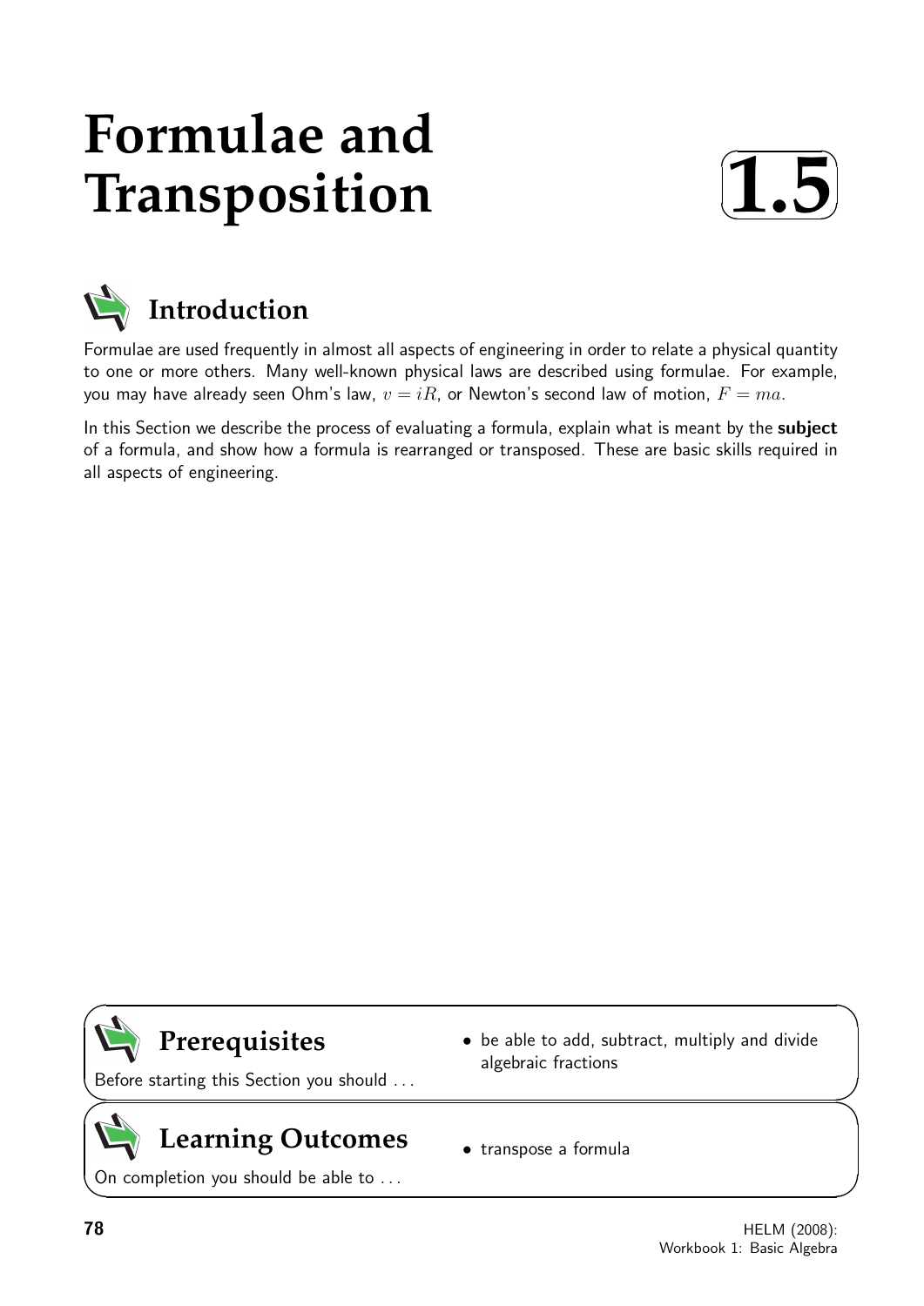# Formulae and Transposition

**1.5**

## Introduction

Formulae are used frequently in almost all aspects of engineering in order to relate a physical quantity to one or more others. Many well-known physical laws are described using formulae. For example, you may have already seen Ohm's law, $v = iR$, or Newton's second law of motion, $F = ma$.

In this Section we describe the process of evaluating a formula, explain what is meant by the **subject** of a formula, and show how a formula is rearranged or transposed. These are basic skills required in all aspects of engineering.

## Prerequisites

Before starting this Section you should ...

- be able to add, subtract, multiply and divide algebraic fractions

## Learning Outcomes

On completion you should be able to ...

- transpose a formula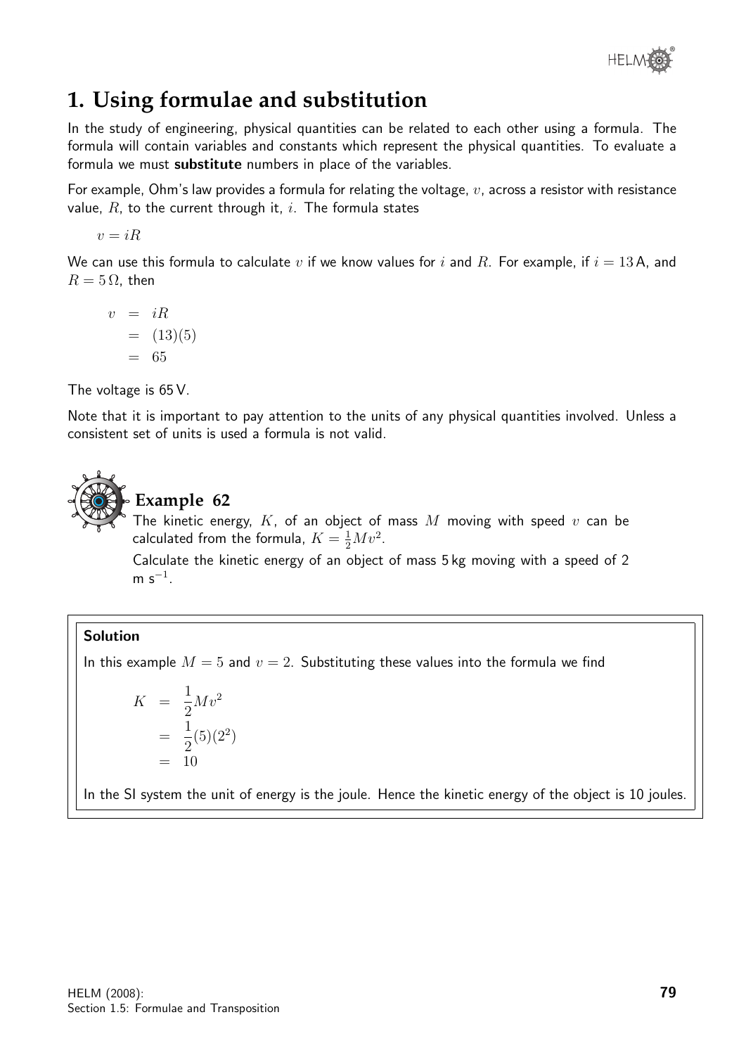# 1. Using formulae and substitution

In the study of engineering, physical quantities can be related to each other using a formula. The formula will contain variables and constants which represent the physical quantities. To evaluate a formula we must **substitute** numbers in place of the variables.

For example, Ohm's law provides a formula for relating the voltage, $v$, across a resistor with resistance value, $R$, to the current through it, $i$. The formula states

$$v = iR$$

We can use this formula to calculate $v$ if we know values for $i$ and $R$. For example, if $i = 13$ A, and $R = 5\,\Omega$, then

$$\begin{aligned} v &= iR \\ &= (13)(5) \\ &= 65 \end{aligned}$$

The voltage is 65 V.

Note that it is important to pay attention to the units of any physical quantities involved. Unless a consistent set of units is used a formula is not valid.

## Example 62

The kinetic energy, $K$, of an object of mass $M$ moving with speed $v$ can be calculated from the formula, $K = \frac{1}{2}Mv^2$.

Calculate the kinetic energy of an object of mass 5 kg moving with a speed of 2 m s$^{-1}$.

**Solution**

In this example $M = 5$ and $v = 2$. Substituting these values into the formula we find

$$\begin{aligned} K &= \frac{1}{2}Mv^2 \\ &= \frac{1}{2}(5)(2^2) \\ &= 10 \end{aligned}$$

In the SI system the unit of energy is the joule. Hence the kinetic energy of the object is 10 joules.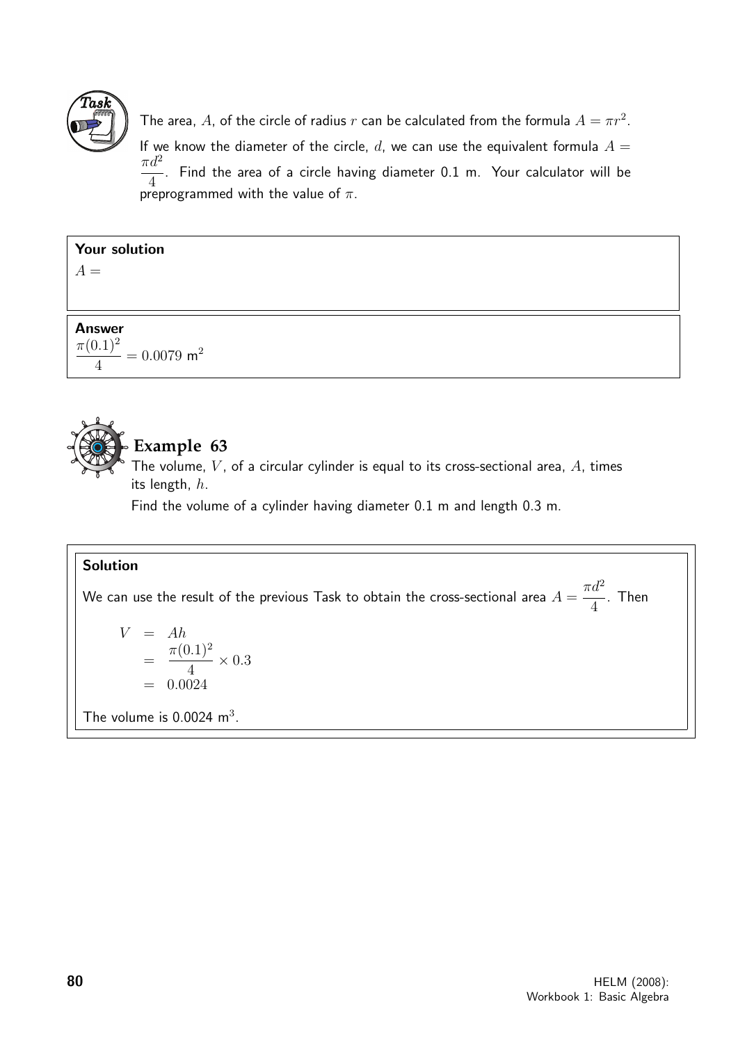**Task**

The area, $A$, of the circle of radius $r$ can be calculated from the formula $A = \pi r^2$. If we know the diameter of the circle, $d$, we can use the equivalent formula $A = \dfrac{\pi d^2}{4}$. Find the area of a circle having diameter 0.1 m. Your calculator will be preprogrammed with the value of $\pi$.

**Your solution**

$A =$

**Answer**

$\dfrac{\pi(0.1)^2}{4} = 0.0079 \text{ m}^2$

## Example 63

The volume, $V$, of a circular cylinder is equal to its cross-sectional area, $A$, times its length, $h$.

Find the volume of a cylinder having diameter 0.1 m and length 0.3 m.

**Solution**

We can use the result of the previous Task to obtain the cross-sectional area $A = \dfrac{\pi d^2}{4}$. Then

$$\begin{aligned} V &= Ah \\ &= \frac{\pi(0.1)^2}{4} \times 0.3 \\ &= 0.0024 \end{aligned}$$

The volume is 0.0024 $\text{m}^3$.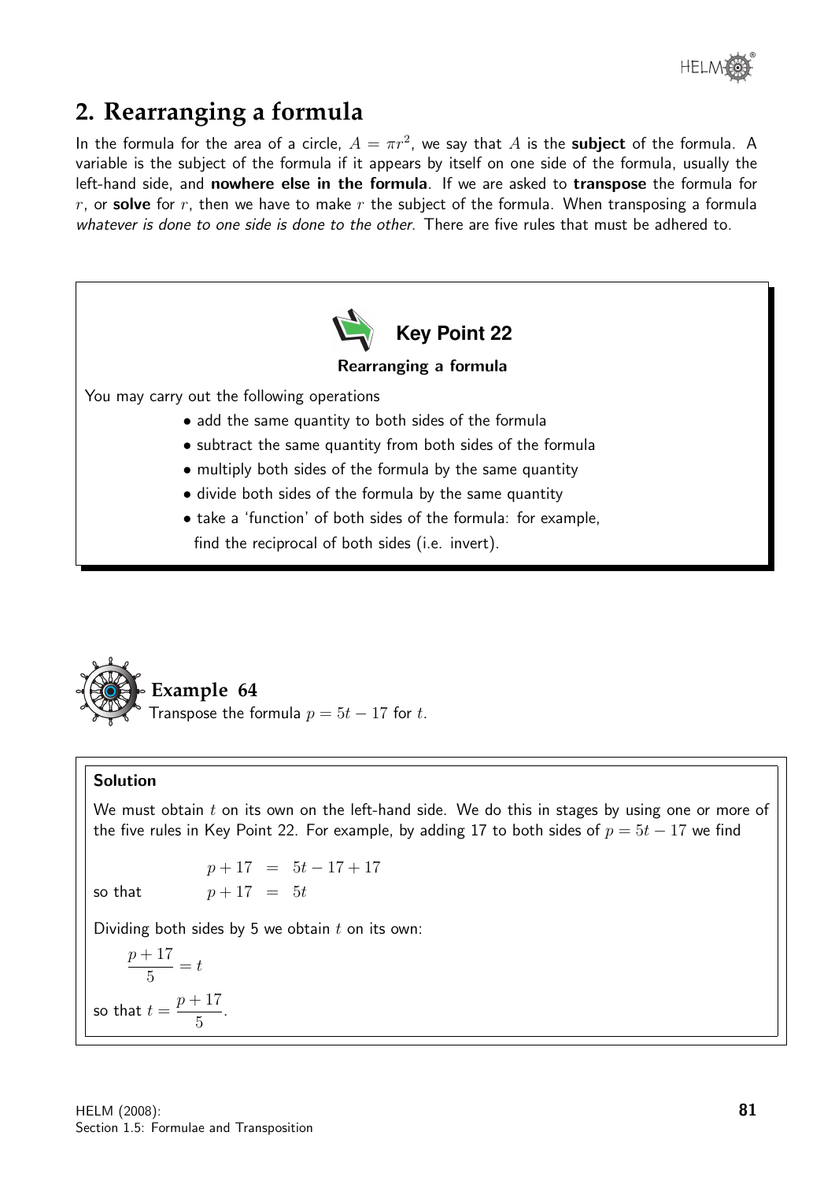## 2. Rearranging a formula

In the formula for the area of a circle, $A = \pi r^2$, we say that $A$ is the **subject** of the formula. A variable is the subject of the formula if it appears by itself on one side of the formula, usually the left-hand side, and **nowhere else in the formula**. If we are asked to **transpose** the formula for $r$, or **solve** for $r$, then we have to make $r$ the subject of the formula. When transposing a formula *whatever is done to one side is done to the other*. There are five rules that must be adhered to.

### Key Point 22

**Rearranging a formula**

You may carry out the following operations

- add the same quantity to both sides of the formula
- subtract the same quantity from both sides of the formula
- multiply both sides of the formula by the same quantity
- divide both sides of the formula by the same quantity
- take a 'function' of both sides of the formula: for example, find the reciprocal of both sides (i.e. invert).

### Example 64

Transpose the formula $p = 5t - 17$ for $t$.

**Solution**

We must obtain $t$ on its own on the left-hand side. We do this in stages by using one or more of the five rules in Key Point 22. For example, by adding 17 to both sides of $p = 5t - 17$ we find

$$p + 17 = 5t - 17 + 17$$

so that

$$p + 17 = 5t$$

Dividing both sides by 5 we obtain $t$ on its own:

$$\frac{p+17}{5} = t$$

so that $t = \dfrac{p+17}{5}$.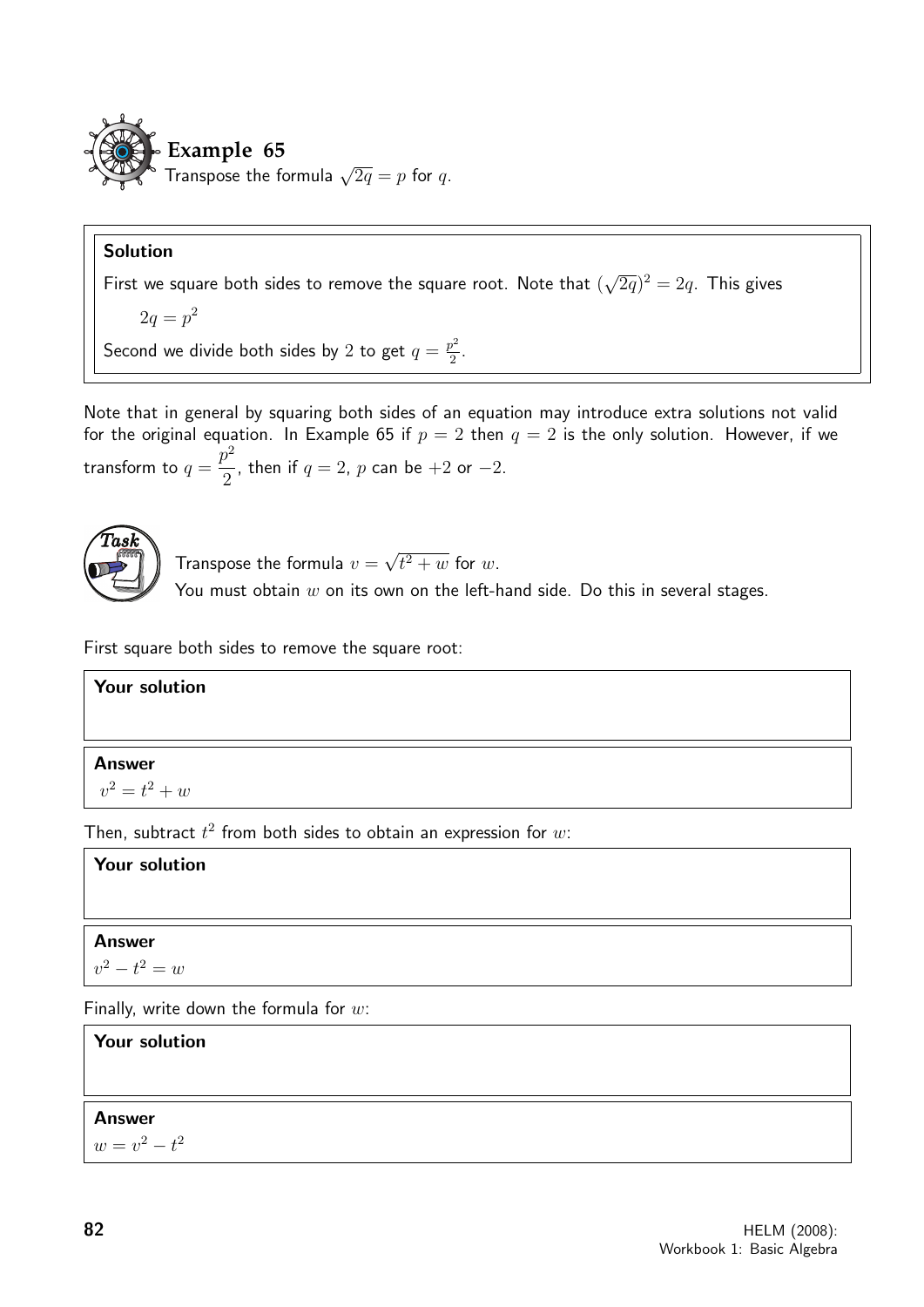## Example 65

Transpose the formula $\sqrt{2q} = p$ for $q$.

**Solution**

First we square both sides to remove the square root. Note that $(\sqrt{2q})^2 = 2q$. This gives

$$2q = p^2$$

Second we divide both sides by 2 to get $q = \frac{p^2}{2}$.

Note that in general by squaring both sides of an equation may introduce extra solutions not valid for the original equation. In Example 65 if $p = 2$ then $q = 2$ is the only solution. However, if we transform to $q = \dfrac{p^2}{2}$, then if $q = 2$, $p$ can be $+2$ or $-2$.

**Task**

Transpose the formula $v = \sqrt{t^2 + w}$ for $w$.

You must obtain $w$ on its own on the left-hand side. Do this in several stages.

First square both sides to remove the square root:

**Your solution**

**Answer**

$v^2 = t^2 + w$

Then, subtract $t^2$ from both sides to obtain an expression for $w$:

**Your solution**

**Answer**

$v^2 - t^2 = w$

Finally, write down the formula for $w$:

**Your solution**

**Answer**

$w = v^2 - t^2$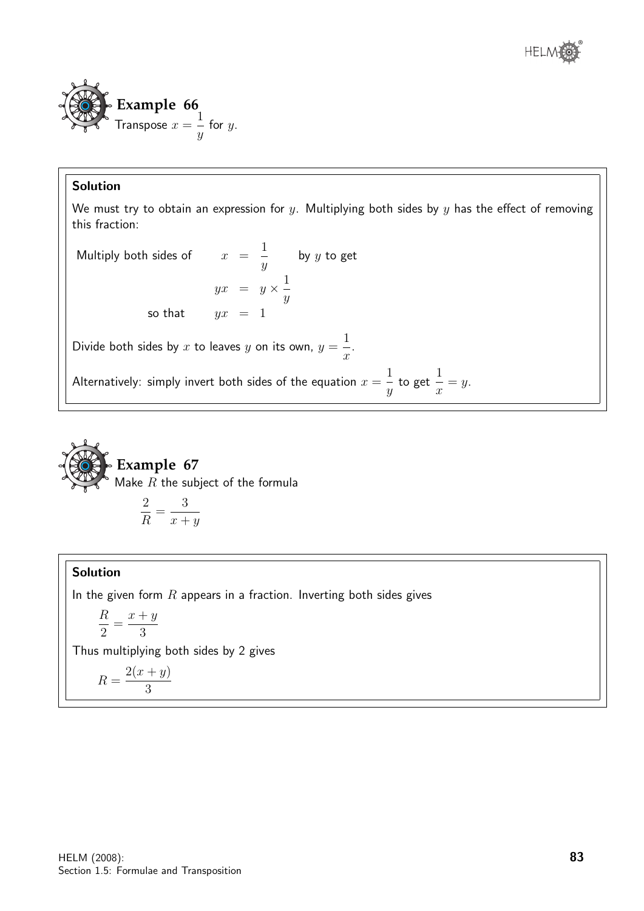### Example 66

Transpose $x = \dfrac{1}{y}$ for $y$.

**Solution**

We must try to obtain an expression for $y$. Multiplying both sides by $y$ has the effect of removing this fraction:

Multiply both sides of $\quad x = \dfrac{1}{y} \quad$ by $y$ to get

$$yx = y \times \frac{1}{y}$$

so that

$$yx = 1$$

Divide both sides by $x$ to leaves $y$ on its own, $y = \dfrac{1}{x}$.

Alternatively: simply invert both sides of the equation $x = \dfrac{1}{y}$ to get $\dfrac{1}{x} = y$.

### Example 67

Make $R$ the subject of the formula

$$\frac{2}{R} = \frac{3}{x+y}$$

**Solution**

In the given form $R$ appears in a fraction. Inverting both sides gives

$$\frac{R}{2} = \frac{x+y}{3}$$

Thus multiplying both sides by 2 gives

$$R = \frac{2(x+y)}{3}$$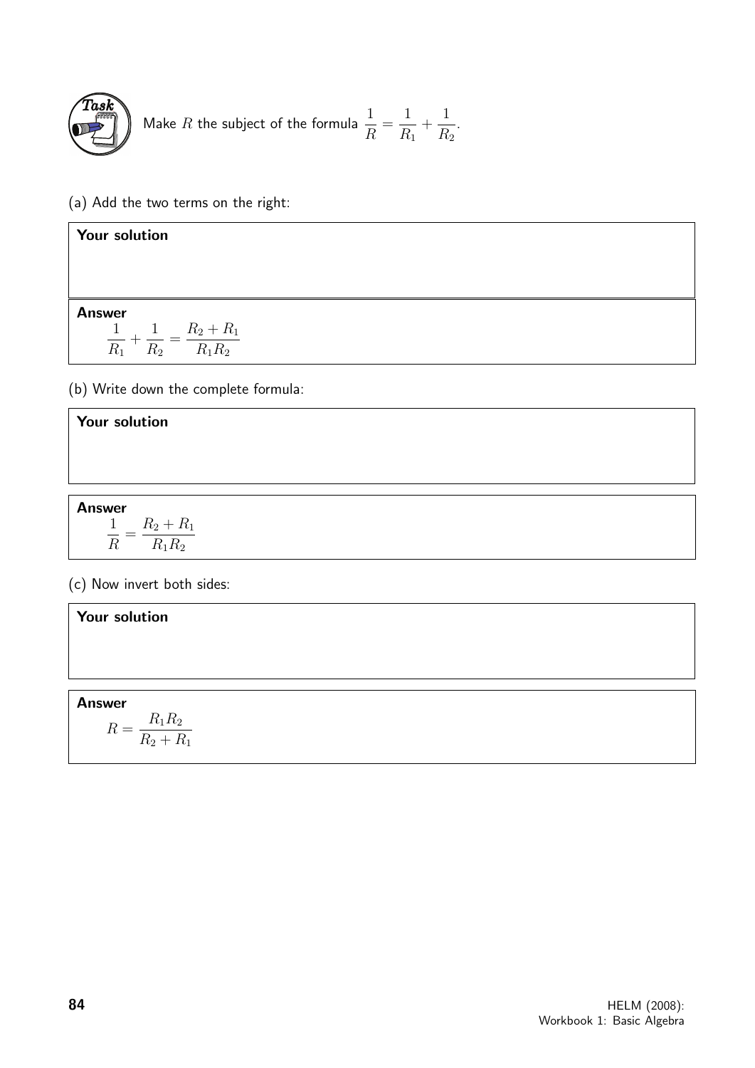**Task**

Make $R$ the subject of the formula $\dfrac{1}{R} = \dfrac{1}{R_1} + \dfrac{1}{R_2}$.

(a) Add the two terms on the right:

**Your solution**

**Answer**

$$\frac{1}{R_1} + \frac{1}{R_2} = \frac{R_2 + R_1}{R_1 R_2}$$

(b) Write down the complete formula:

**Your solution**

**Answer**

$$\frac{1}{R} = \frac{R_2 + R_1}{R_1 R_2}$$

(c) Now invert both sides:

**Your solution**

**Answer**

$$R = \frac{R_1 R_2}{R_2 + R_1}$$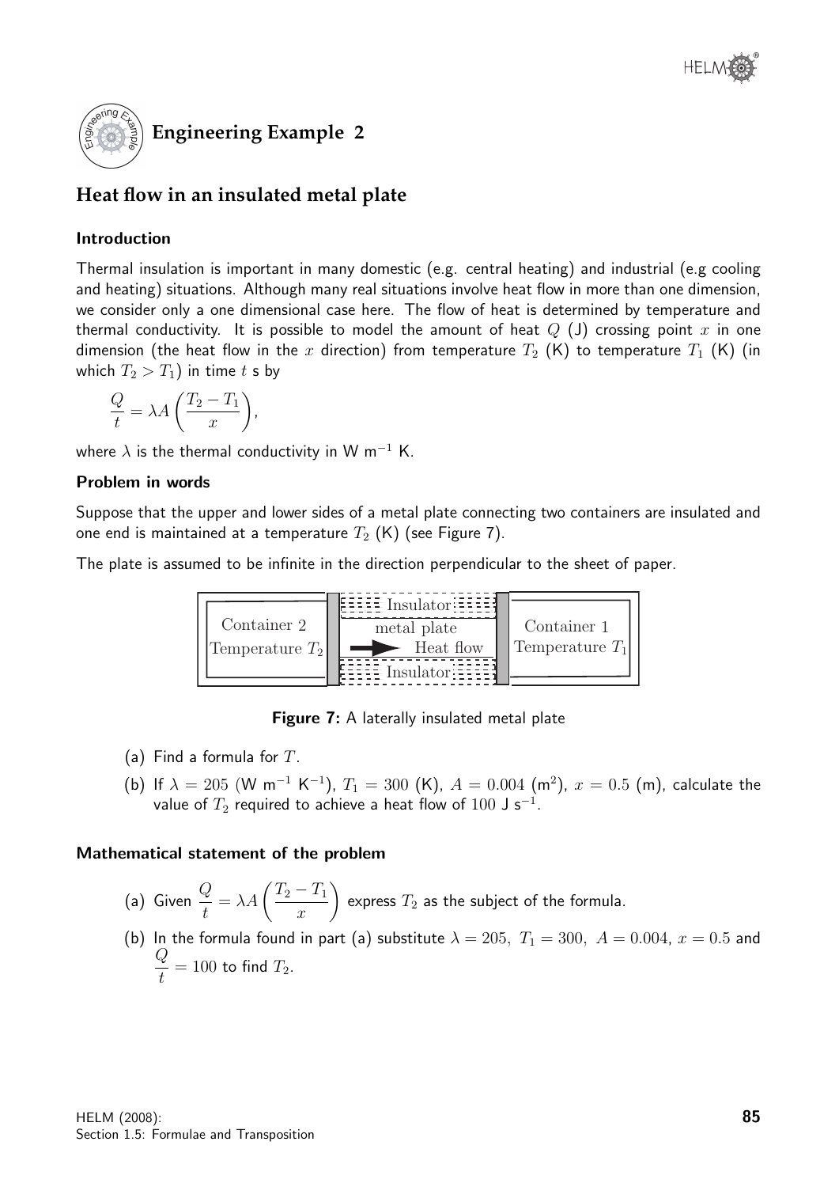## Engineering Example 2

### Heat flow in an insulated metal plate

#### Introduction

Thermal insulation is important in many domestic (e.g. central heating) and industrial (e.g cooling and heating) situations. Although many real situations involve heat flow in more than one dimension, we consider only a one dimensional case here. The flow of heat is determined by temperature and thermal conductivity. It is possible to model the amount of heat $Q$ (J) crossing point $x$ in one dimension (the heat flow in the $x$ direction) from temperature $T_2$ (K) to temperature $T_1$ (K) (in which $T_2 > T_1$) in time $t$ s by

$$\frac{Q}{t} = \lambda A \left(\frac{T_2 - T_1}{x}\right),$$

where $\lambda$ is the thermal conductivity in W m$^{-1}$ K.

#### Problem in words

Suppose that the upper and lower sides of a metal plate connecting two containers are insulated and one end is maintained at a temperature $T_2$ (K) (see Figure 7).

The plate is assumed to be infinite in the direction perpendicular to the sheet of paper.

**Figure 7:** A laterally insulated metal plate

(a) Find a formula for $T$.

(b) If $\lambda = 205$ (W m$^{-1}$ K$^{-1}$), $T_1 = 300$ (K), $A = 0.004$ (m$^2$), $x = 0.5$ (m), calculate the value of $T_2$ required to achieve a heat flow of $100$ J s$^{-1}$.

#### Mathematical statement of the problem

(a) Given $\dfrac{Q}{t} = \lambda A \left(\dfrac{T_2 - T_1}{x}\right)$ express $T_2$ as the subject of the formula.

(b) In the formula found in part (a) substitute $\lambda = 205,\ T_1 = 300,\ A = 0.004,\ x = 0.5$ and $\dfrac{Q}{t} = 100$ to find $T_2$.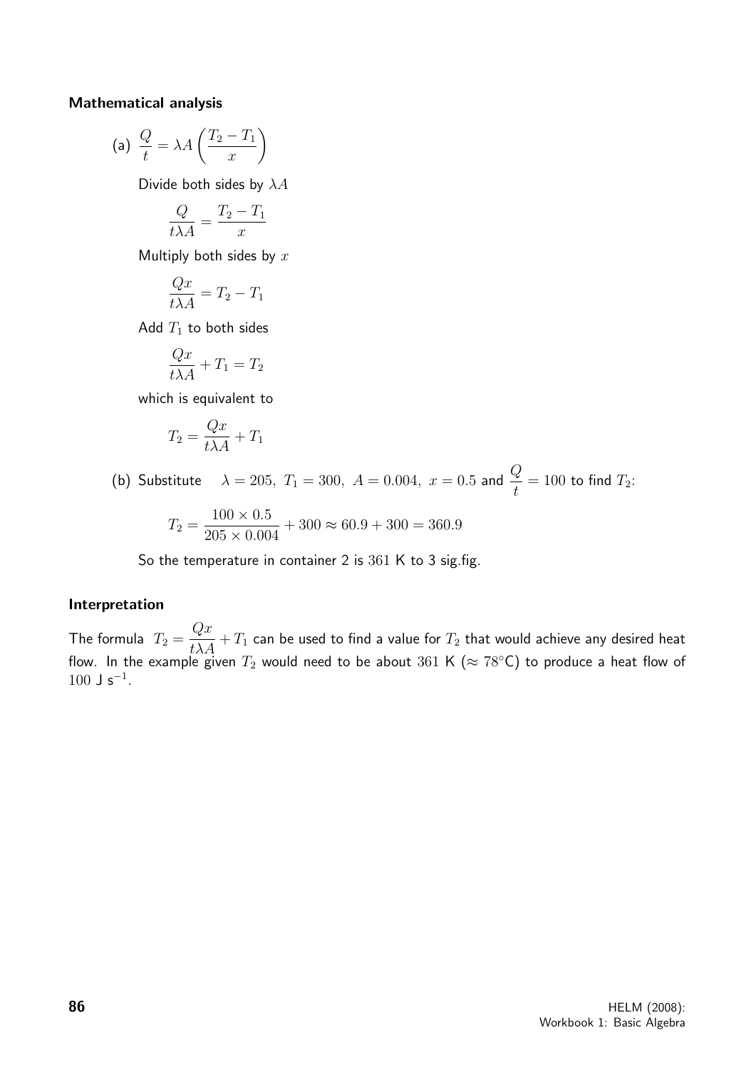**Mathematical analysis**

(a) $\dfrac{Q}{t} = \lambda A \left( \dfrac{T_2 - T_1}{x} \right)$

Divide both sides by $\lambda A$

$$\frac{Q}{t\lambda A} = \frac{T_2 - T_1}{x}$$

Multiply both sides by $x$

$$\frac{Qx}{t\lambda A} = T_2 - T_1$$

Add $T_1$ to both sides

$$\frac{Qx}{t\lambda A} + T_1 = T_2$$

which is equivalent to

$$T_2 = \frac{Qx}{t\lambda A} + T_1$$

(b) Substitute $\lambda = 205,\ T_1 = 300,\ A = 0.004,\ x = 0.5$ and $\dfrac{Q}{t} = 100$ to find $T_2$:

$$T_2 = \frac{100 \times 0.5}{205 \times 0.004} + 300 \approx 60.9 + 300 = 360.9$$

So the temperature in container 2 is $361$ K to 3 sig.fig.

**Interpretation**

The formula $T_2 = \dfrac{Qx}{t\lambda A} + T_1$ can be used to find a value for $T_2$ that would achieve any desired heat flow. In the example given $T_2$ would need to be about $361$ K ($\approx 78^\circ$C) to produce a heat flow of $100$ J s$^{-1}$.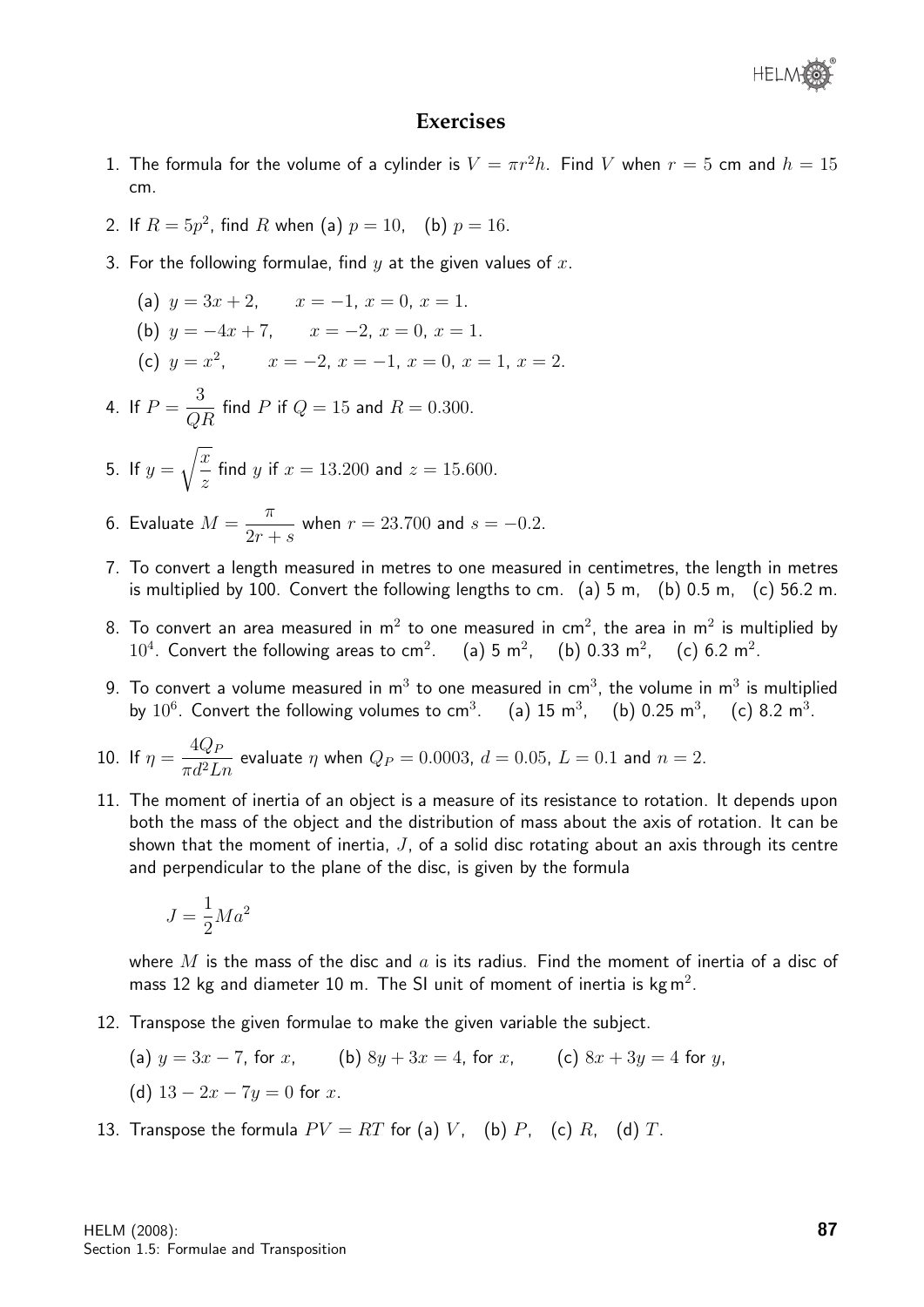# Exercises

1. The formula for the volume of a cylinder is $V = \pi r^2 h$. Find $V$ when $r = 5$ cm and $h = 15$ cm.

2. If $R = 5p^2$, find $R$ when (a) $p = 10$, (b) $p = 16$.

3. For the following formulae, find $y$ at the given values of $x$.

   (a) $y = 3x + 2$, $\quad x = -1$, $x = 0$, $x = 1$.

   (b) $y = -4x + 7$, $\quad x = -2$, $x = 0$, $x = 1$.

   (c) $y = x^2$, $\quad x = -2$, $x = -1$, $x = 0$, $x = 1$, $x = 2$.

4. If $P = \dfrac{3}{QR}$ find $P$ if $Q = 15$ and $R = 0.300$.

5. If $y = \sqrt{\dfrac{x}{z}}$ find $y$ if $x = 13.200$ and $z = 15.600$.

6. Evaluate $M = \dfrac{\pi}{2r + s}$ when $r = 23.700$ and $s = -0.2$.

7. To convert a length measured in metres to one measured in centimetres, the length in metres is multiplied by 100. Convert the following lengths to cm. (a) 5 m, (b) 0.5 m, (c) 56.2 m.

8. To convert an area measured in $\text{m}^2$ to one measured in $\text{cm}^2$, the area in $\text{m}^2$ is multiplied by $10^4$. Convert the following areas to $\text{cm}^2$. (a) 5 $\text{m}^2$, (b) 0.33 $\text{m}^2$, (c) 6.2 $\text{m}^2$.

9. To convert a volume measured in $\text{m}^3$ to one measured in $\text{cm}^3$, the volume in $\text{m}^3$ is multiplied by $10^6$. Convert the following volumes to $\text{cm}^3$. (a) 15 $\text{m}^3$, (b) 0.25 $\text{m}^3$, (c) 8.2 $\text{m}^3$.

10. If $\eta = \dfrac{4Q_P}{\pi d^2 L n}$ evaluate $\eta$ when $Q_P = 0.0003$, $d = 0.05$, $L = 0.1$ and $n = 2$.

11. The moment of inertia of an object is a measure of its resistance to rotation. It depends upon both the mass of the object and the distribution of mass about the axis of rotation. It can be shown that the moment of inertia, $J$, of a solid disc rotating about an axis through its centre and perpendicular to the plane of the disc, is given by the formula

    $$J = \frac{1}{2} M a^2$$

    where $M$ is the mass of the disc and $a$ is its radius. Find the moment of inertia of a disc of mass 12 kg and diameter 10 m. The SI unit of moment of inertia is $\text{kg}\,\text{m}^2$.

12. Transpose the given formulae to make the given variable the subject.

    (a) $y = 3x - 7$, for $x$, (b) $8y + 3x = 4$, for $x$, (c) $8x + 3y = 4$ for $y$,

    (d) $13 - 2x - 7y = 0$ for $x$.

13. Transpose the formula $PV = RT$ for (a) $V$, (b) $P$, (c) $R$, (d) $T$.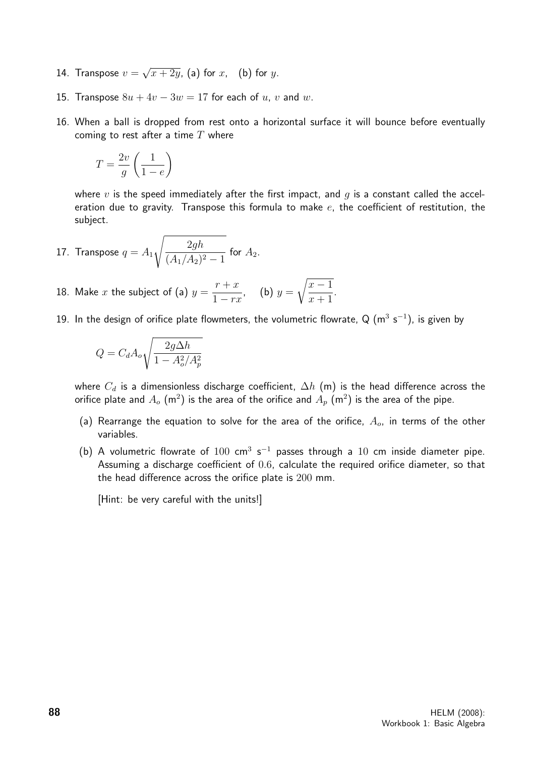14. Transpose $v = \sqrt{x + 2y}$, (a) for $x$, (b) for $y$.

15. Transpose $8u + 4v - 3w = 17$ for each of $u$, $v$ and $w$.

16. When a ball is dropped from rest onto a horizontal surface it will bounce before eventually coming to rest after a time $T$ where

$$T = \frac{2v}{g}\left(\frac{1}{1-e}\right)$$

where $v$ is the speed immediately after the first impact, and $g$ is a constant called the acceleration due to gravity. Transpose this formula to make $e$, the coefficient of restitution, the subject.

17. Transpose $q = A_1\sqrt{\dfrac{2gh}{(A_1/A_2)^2 - 1}}$ for $A_2$.

18. Make $x$ the subject of (a) $y = \dfrac{r + x}{1 - rx}$, (b) $y = \sqrt{\dfrac{x-1}{x+1}}$.

19. In the design of orifice plate flowmeters, the volumetric flowrate, Q ($\text{m}^3\ \text{s}^{-1}$), is given by

$$Q = C_d A_o \sqrt{\frac{2g\Delta h}{1 - A_o^2/A_p^2}}$$

where $C_d$ is a dimensionless discharge coefficient, $\Delta h$ (m) is the head difference across the orifice plate and $A_o$ ($\text{m}^2$) is the area of the orifice and $A_p$ ($\text{m}^2$) is the area of the pipe.

(a) Rearrange the equation to solve for the area of the orifice, $A_o$, in terms of the other variables.

(b) A volumetric flowrate of $100\ \text{cm}^3\ \text{s}^{-1}$ passes through a $10$ cm inside diameter pipe. Assuming a discharge coefficient of $0.6$, calculate the required orifice diameter, so that the head difference across the orifice plate is $200$ mm.

[Hint: be very careful with the units!]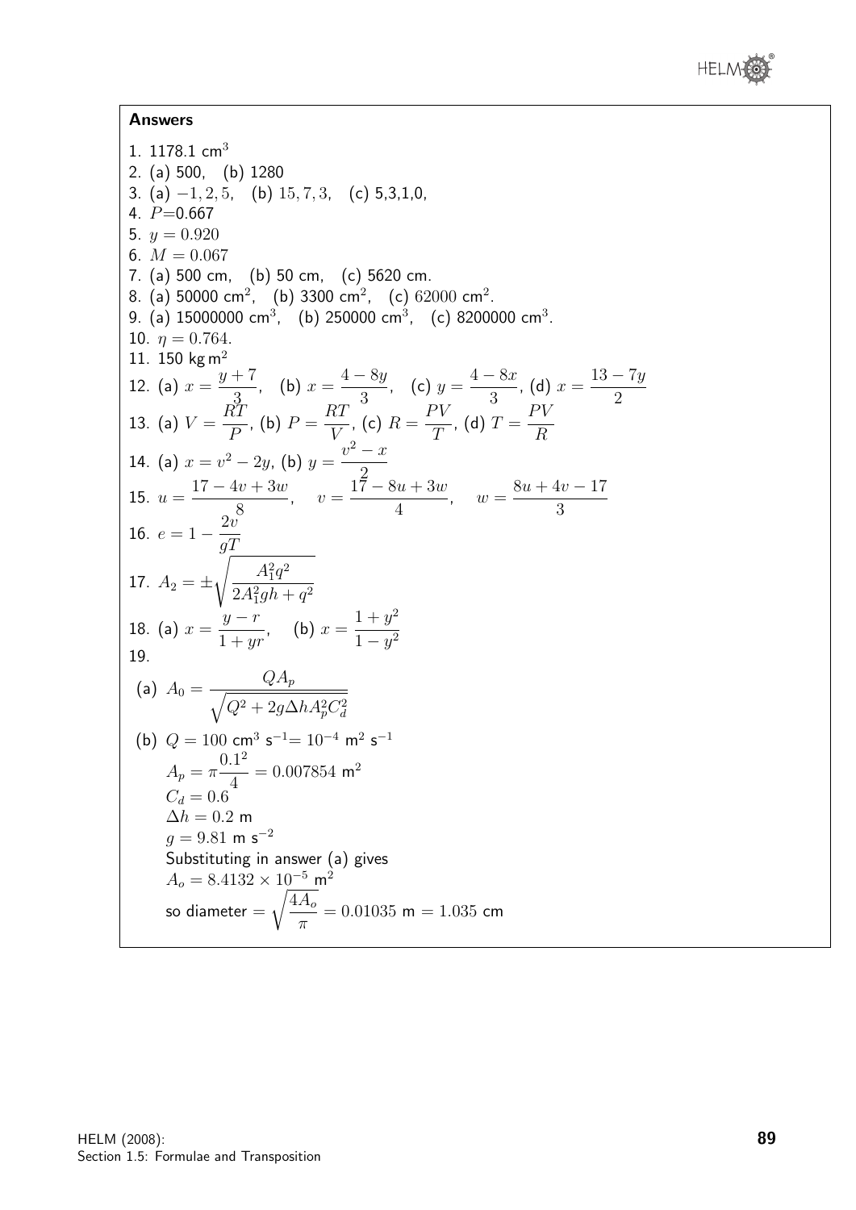**Answers**

1. 1178.1 cm$^3$
2. (a) 500, (b) 1280
3. (a) $-1, 2, 5$, (b) $15, 7, 3$, (c) 5,3,1,0,
4. $P$=0.667
5. $y = 0.920$
6. $M = 0.067$
7. (a) 500 cm, (b) 50 cm, (c) 5620 cm.
8. (a) 50000 cm$^2$, (b) 3300 cm$^2$, (c) $62000$ cm$^2$.
9. (a) 15000000 cm$^3$, (b) 250000 cm$^3$, (c) 8200000 cm$^3$.
10. $\eta = 0.764$.
11. 150 kg m$^2$
12. (a) $x = \dfrac{y+7}{3}$, (b) $x = \dfrac{4-8y}{3}$, (c) $y = \dfrac{4-8x}{3}$, (d) $x = \dfrac{13-7y}{2}$
13. (a) $V = \dfrac{RT}{P}$, (b) $P = \dfrac{RT}{V}$, (c) $R = \dfrac{PV}{T}$, (d) $T = \dfrac{PV}{R}$
14. (a) $x = v^2 - 2y$, (b) $y = \dfrac{v^2 - x}{2}$
15. $u = \dfrac{17 - 4v + 3w}{8}$, $v = \dfrac{17 - 8u + 3w}{4}$, $w = \dfrac{8u + 4v - 17}{3}$
16. $e = 1 - \dfrac{2v}{gT}$
17. $A_2 = \pm\sqrt{\dfrac{A_1^2 q^2}{2A_1^2 gh + q^2}}$
18. (a) $x = \dfrac{y - r}{1 + yr}$, (b) $x = \dfrac{1 + y^2}{1 - y^2}$
19.

(a) $A_0 = \dfrac{QA_p}{\sqrt{Q^2 + 2g\Delta h A_p^2 C_d^2}}$

(b) $Q = 100$ cm$^3$ s$^{-1}$= $10^{-4}$ m$^2$ s$^{-1}$

$A_p = \pi\dfrac{0.1^2}{4} = 0.007854$ m$^2$

$C_d = 0.6$

$\Delta h = 0.2$ m

$g = 9.81$ m s$^{-2}$

Substituting in answer (a) gives

$A_o = 8.4132 \times 10^{-5}$ m$^2$

so diameter $= \sqrt{\dfrac{4A_o}{\pi}} = 0.01035$ m $= 1.035$ cm